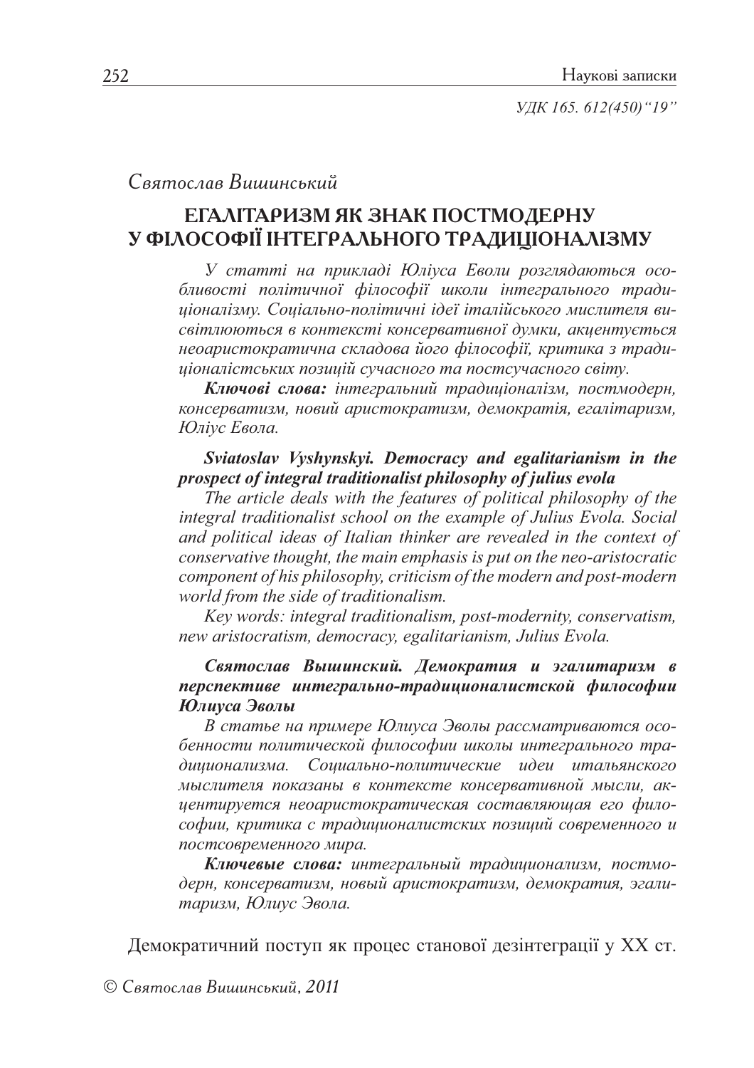*УДК 165. 612(450)"19"*

*Святослав Вишинський*

# ЕГАЛІТАРИЗМ ЯК ЗНАК ПОСТМОДЕРНУ У ФІЛОСОФІЇ ІНТЕГРАЛЬНОГО ТРАДИЦІОНАЛІЗМУ

*У статті на прикладі Юліуса Еволи розглядаються особливості політичної філософії школи інтегрального традиціоналізму. Соціально-політичні ідеї італійського мислителя висвітлюються в контексті консервативної думки, акцентується неоаристократична складова його філософії, критика з традиціоналістських позицій сучасного та постсучасного світу.*

***Ключові слова:*** *інтегральний традиціоналізм, постмодерн, консерватизм, новий аристократизм, демократія, егалітаризм, Юліус Евола.*

***Sviatoslav Vyshynskyi. Democracy and egalitarianism in the prospect of integral traditionalist philosophy of julius evola***

*The article deals with the features of political philosophy of the integral traditionalist school on the example of Julius Evola. Social and political ideas of Italian thinker are revealed in the context of conservative thought, the main emphasis is put on the neo-aristocratic component of his philosophy, criticism of the modern and post-modern world from the side of traditionalism.*

*Key words: integral traditionalism, post-modernity, conservatism, new aristocratism, democracy, egalitarianism, Julius Evola.*

***Святослав Вышинский. Демократия и эгалитаризм в перспективе интегрально-традиционалистской философии Юлиуса Эволы***

*В статье на примере Юлиуса Эволы рассматриваются особенности политической философии школы интегрального традиционализма. Социально-политические идеи итальянского мыслителя показаны в контексте консервативной мысли, акцентируется неоаристократическая составляющая его философии, критика с традиционалистских позиций современного и постсовременного мира.*

***Ключевые слова:*** *интегральный традиционализм, постмодерн, консерватизм, новый аристократизм, демократия, эгалитаризм, Юлиус Эвола.*

Демократичний поступ як процес станової дезінтеграції у ХХ ст.

© *Святослав Вишинський, 2011*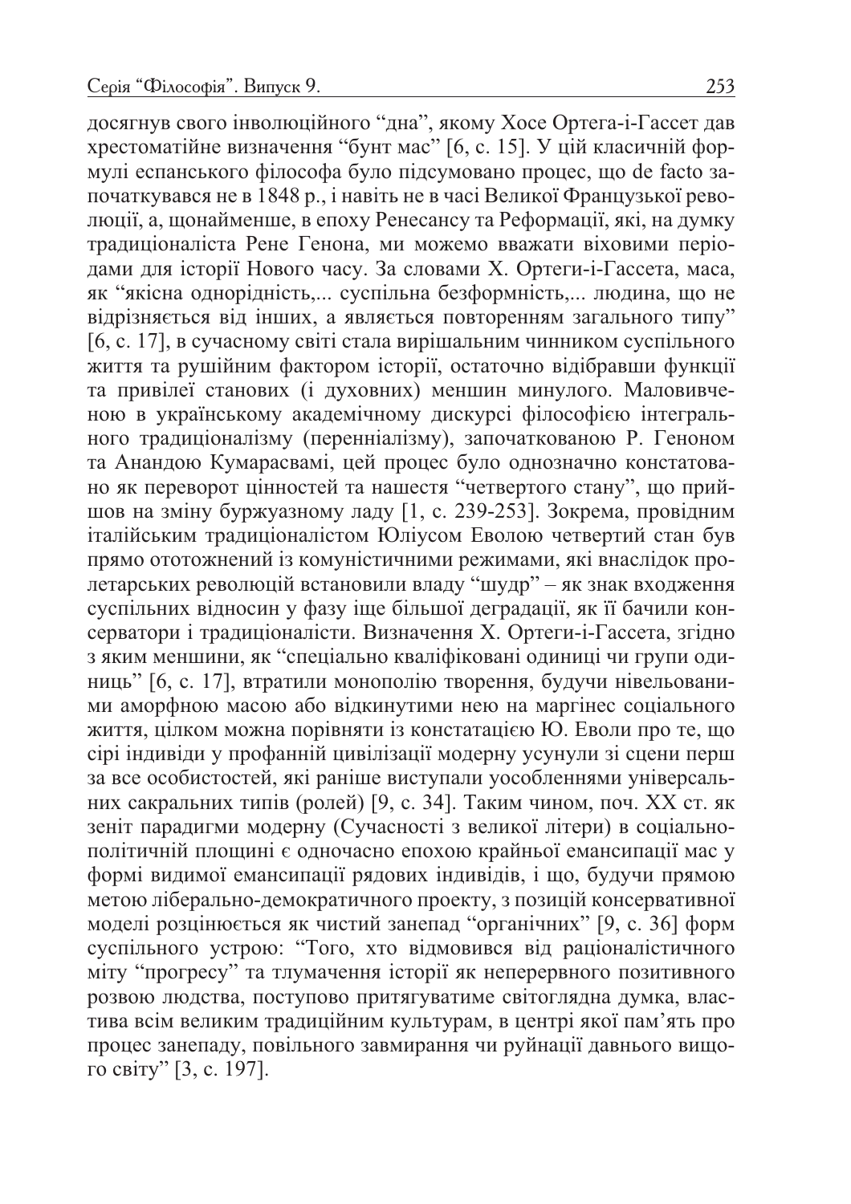досягнув свого інволюційного "дна", якому Хосе Ортега-і-Гассет дав хрестоматійне визначення "бунт мас" [6, с. 15]. У цій класичній формулі еспанського філософа було підсумовано процес, що de facto започаткувався не в 1848 р., і навіть не в часі Великої Французької революції, а, щонайменше, в епоху Ренесансу та Реформації, які, на думку традиціоналіста Рене Генона, ми можемо вважати віховими періодами для історії Нового часу. За словами Х. Ортеги-і-Гассета, маса, як "якісна однорідність,... суспільна безформність,... людина, що не відрізняється від інших, а являється повторенням загального типу" [6, с. 17], в сучасному світі стала вирішальним чинником суспільного життя та рушійним фактором історії, остаточно відібравши функції та привілеї станових (і духовних) меншин минулого. Маловивченою в українському академічному дискурсі філософією інтегрального традиціоналізму (перенніалізму), започаткованою Р. Геноном та Анандою Кумарасвамі, цей процес було однозначно констатовано як переворот цінностей та нашестя "четвертого стану", що прийшов на зміну буржуазному ладу [1, с. 239-253]. Зокрема, провідним італійським традиціоналістом Юліусом Еволою четвертий стан був прямо ототожнений із комуністичними режимами, які внаслідок пролетарських революцій встановили владу "шудр" – як знак входження суспільних відносин у фазу іще більшої деградації, як її бачили консерватори і традиціоналісти. Визначення Х. Ортеги-і-Гассета, згідно з яким меншини, як "спеціально кваліфіковані одиниці чи групи одиниць" [6, с. 17], втратили монополію творення, будучи нівельованими аморфною масою або відкинутими нею на маргінес соціального життя, цілком можна порівняти із констатацією Ю. Еволи про те, що сірі індивіди у профанній цивілізації модерну усунули зі сцени перш за все особистостей, які раніше виступали уособленнями універсальних сакральних типів (ролей) [9, с. 34]. Таким чином, поч. ХХ ст. як зеніт парадигми модерну (Сучасності з великої літери) в соціально-політичній площині є одночасно епохою крайньої емансипації мас у формі видимої емансипації рядових індивідів, і що, будучи прямою метою ліберально-демократичного проекту, з позицій консервативної моделі розцінюється як чистий занепад "органічних" [9, с. 36] форм суспільного устрою: "Того, хто відмовився від раціоналістичного міту "прогресу" та тлумачення історії як неперервного позитивного розвою людства, поступово притягуватиме світоглядна думка, властива всім великим традиційним культурам, в центрі якої пам'ять про процес занепаду, повільного завмирання чи руйнації давнього вищого світу" [3, с. 197].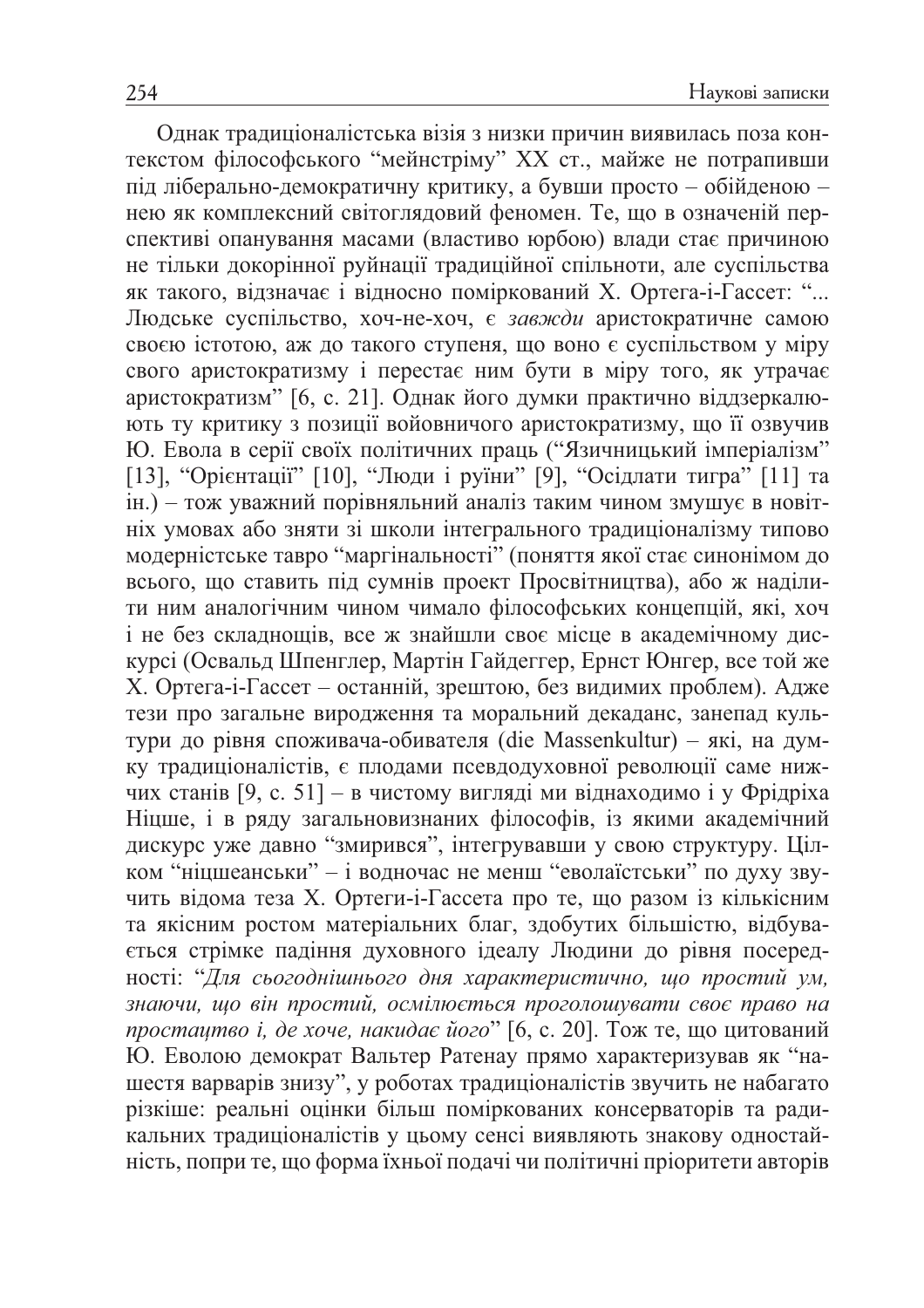Однак традиціоналістська візія з низки причин виявилась поза контекстом філософського "мейнстріму" XX ст., майже не потрапивши під ліберально-демократичну критику, а бувши просто – обійденою – нею як комплексний світоглядовий феномен. Те, що в означеній перспективі опанування масами (властиво юрбою) влади стає причиною не тільки докорінної руйнації традиційної спільноти, але суспільства як такого, відзначає і відносно поміркований Х. Ортега-і-Гассет: "... Людське суспільство, хоч-не-хоч, є *завжди* аристократичне самою своєю істотою, аж до такого ступеня, що воно є суспільством у міру свого аристократизму і перестає ним бути в міру того, як утрачає аристократизм" [6, с. 21]. Однак його думки практично віддзеркалюють ту критику з позиції войовничого аристократизму, що її озвучив Ю. Евола в серії своїх політичних праць ("Язичницький імперіалізм" [13], "Орієнтації" [10], "Люди і руїни" [9], "Осідлати тигра" [11] та ін.) – тож уважний порівняльний аналіз таким чином змушує в новітніх умовах або зняти зі школи інтегрального традиціоналізму типово модерністське тавро "маргінальності" (поняття якої стає синонімом до всього, що ставить під сумнів проект Просвітництва), або ж наділити ним аналогічним чином чимало філософських концепцій, які, хоч і не без складнощів, все ж знайшли своє місце в академічному дискурсі (Освальд Шпенглер, Мартін Гайдеггер, Ернст Юнгер, все той же Х. Ортега-і-Гассет – останній, зрештою, без видимих проблем). Адже тези про загальне виродження та моральний декаданс, занепад культури до рівня споживача-обивателя (die Massenkultur) – які, на думку традиціоналістів, є плодами псевдодуховної революції саме нижчих станів [9, с. 51] – в чистому вигляді ми віднаходимо і у Фрідріха Ніцше, і в ряду загальновизнаних філософів, із якими академічний дискурс уже давно "змирився", інтегрувавши у свою структуру. Цілком "ніцшеанськи" – і водночас не менш "еволаїстськи" по духу звучить відома теза Х. Ортеги-і-Гассета про те, що разом із кількісним та якісним ростом матеріальних благ, здобутих більшістю, відбувається стрімке падіння духовного ідеалу Людини до рівня посередності: "*Для сьогоднішнього дня характеристично, що простий ум, знаючи, що він простий, осмілюється проголошувати своє право на простацтво і, де хоче, накидає його*" [6, с. 20]. Тож те, що цитований Ю. Еволою демократ Вальтер Ратенау прямо характеризував як "нашестя варварів знизу", у роботах традиціоналістів звучить не набагато різкіше: реальні оцінки більш поміркованих консерваторів та радикальних традиціоналістів у цьому сенсі виявляють знакову одностайність, попри те, що форма їхньої подачі чи політичні пріоритети авторів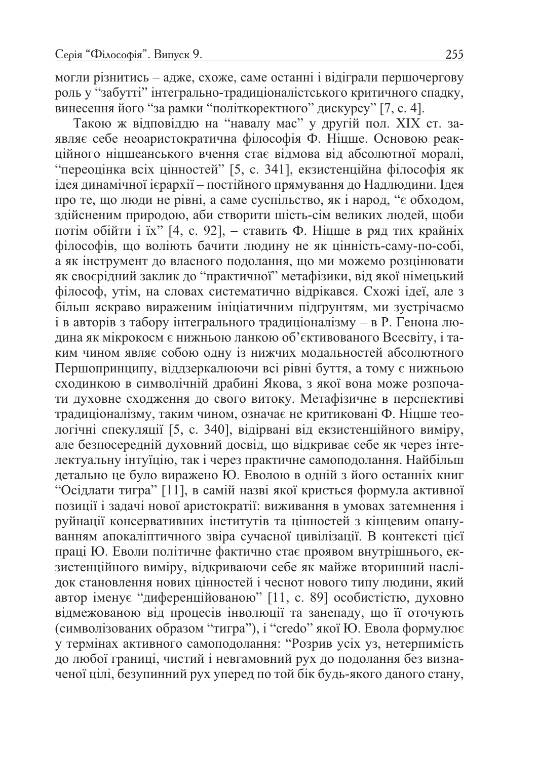могли різнитись – адже, схоже, саме останні і відіграли першочергову роль у "забутті" інтегрально-традиціоналістського критичного спадку, винесення його "за рамки "політкоректного" дискурсу" [7, с. 4].

Такою ж відповіддю на "навалу мас" у другій пол. XIX ст. заявляє себе неоаристократична філософія Ф. Ніцше. Основою реакційного ніцшеанського вчення стає відмова від абсолютної моралі, "переоцінка всіх цінностей" [5, с. 341], екзистенційна філософія як ідея динамічної ієрархії – постійного прямування до Надлюдини. Ідея про те, що люди не рівні, а саме суспільство, як і народ, "є обходом, здійсненим природою, аби створити шість-сім великих людей, щоби потім обійти і їх" [4, с. 92], – ставить Ф. Ніцше в ряд тих крайніх філософів, що воліють бачити людину не як цінність-саму-по-собі, а як інструмент до власного подолання, що ми можемо розцінювати як своєрідний заклик до "практичної" метафізики, від якої німецький філософ, утім, на словах систематично відрікався. Схожі ідеї, але з більш яскраво вираженим ініціатичним підґрунтям, ми зустрічаємо і в авторів з табору інтегрального традиціоналізму – в Р. Генона людина як мікрокосм є нижньою ланкою об'єктивованого Всесвіту, і таким чином являє собою одну із нижчих модальностей абсолютного Першопринципу, віддзеркалюючи всі рівні буття, а тому є нижньою сходинкою в символічній драбині Якова, з якої вона може розпочати духовне сходження до свого витоку. Метафізичне в перспективі традиціоналізму, таким чином, означає не критиковані Ф. Ніцше теологічні спекуляції [5, с. 340], відірвані від екзистенційного виміру, але безпосередній духовний досвід, що відкриває себе як через інтелектуальну інтуїцію, так і через практичне самоподолання. Найбільш детально це було виражено Ю. Еволою в одній з його останніх книг "Осідлати тигра" [11], в самій назві якої криється формула активної позиції і задачі нової аристократії: виживання в умовах затемнення і руйнації консервативних інститутів та цінностей з кінцевим опануванням апокаліптичного звіра сучасної цивілізації. В контексті цієї праці Ю. Еволи політичне фактично стає проявом внутрішнього, екзистенційного виміру, відкриваючи себе як майже вторинний наслідок становлення нових цінностей і чеснот нового типу людини, який автор іменує "диференційованою" [11, с. 89] особистістю, духовно відмежованою від процесів інволюції та занепаду, що її оточують (символізованих образом "тигра"), і "credo" якої Ю. Евола формулює у термінах активного самоподолання: "Розрив усіх уз, нетерпимість до любої границі, чистий і невгамовний рух до подолання без визначеної цілі, безупинний рух уперед по той бік будь-якого даного стану,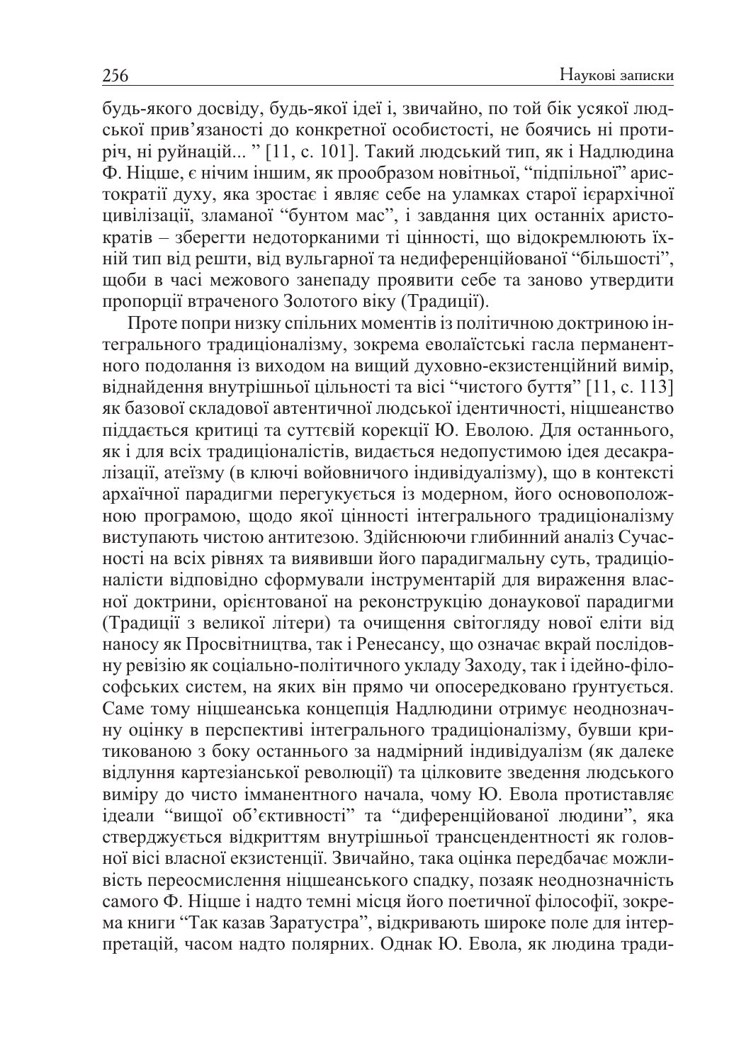будь-якого досвіду, будь-якої ідеї і, звичайно, по той бік усякої людської прив'язаності до конкретної особистості, не боячись ні протиріч, ні руйнацій... " [11, с. 101]. Такий людський тип, як і Надлюдина Ф. Ніцше, є нічим іншим, як прообразом новітньої, "підпільної" аристократії духу, яка зростає і являє себе на уламках старої ієрархічної цивілізації, зламаної "бунтом мас", і завдання цих останніх аристократів – зберегти недоторканими ті цінності, що відокремлюють їхній тип від решти, від вульгарної та недиференційованої "більшості", щоби в часі межового занепаду проявити себе та заново утвердити пропорції втраченого Золотого віку (Традиції).

Проте попри низку спільних моментів із політичною доктриною інтегрального традиціоналізму, зокрема еволаїстські гасла перманентного подолання із виходом на вищий духовно-екзистенційний вимір, віднайдення внутрішньої цільності та вісі "чистого буття" [11, с. 113] як базової складової автентичної людської ідентичності, ніцшеанство піддається критиці та суттєвій корекції Ю. Еволою. Для останнього, як і для всіх традиціоналістів, видається недопустимою ідея десакралізації, атеїзму (в ключі войовничого індивідуалізму), що в контексті архаїчної парадигми перегукується із модерном, його основоположною програмою, щодо якої цінності інтегрального традиціоналізму виступають чистою антитезою. Здійснюючи глибинний аналіз Сучасності на всіх рівнях та виявивши його парадигмальну суть, традиціоналісти відповідно сформували інструментарій для вираження власної доктрини, орієнтованої на реконструкцію донаукової парадигми (Традиції з великої літери) та очищення світогляду нової еліти від наносу як Просвітництва, так і Ренесансу, що означає вкрай послідовну ревізію як соціально-політичного укладу Заходу, так і ідейно-філософських систем, на яких він прямо чи опосередковано ґрунтується. Саме тому ніцшеанська концепція Надлюдини отримує неоднозначну оцінку в перспективі інтегрального традиціоналізму, бувши критикованою з боку останнього за надмірний індивідуалізм (як далеке відлуння картезіанської революції) та цілковите зведення людського виміру до чисто іманентного начала, чому Ю. Евола протиставляє ідеали "вищої об'єктивності" та "диференційованої людини", яка стверджується відкриттям внутрішньої трансцендентності як головної вісі власної екзистенції. Звичайно, така оцінка передбачає можливість переосмислення ніцшеанського спадку, позаяк неоднозначність самого Ф. Ніцше і надто темні місця його поетичної філософії, зокрема книги "Так казав Заратустра", відкривають широке поле для інтерпретацій, часом надто полярних. Однак Ю. Евола, як людина тради-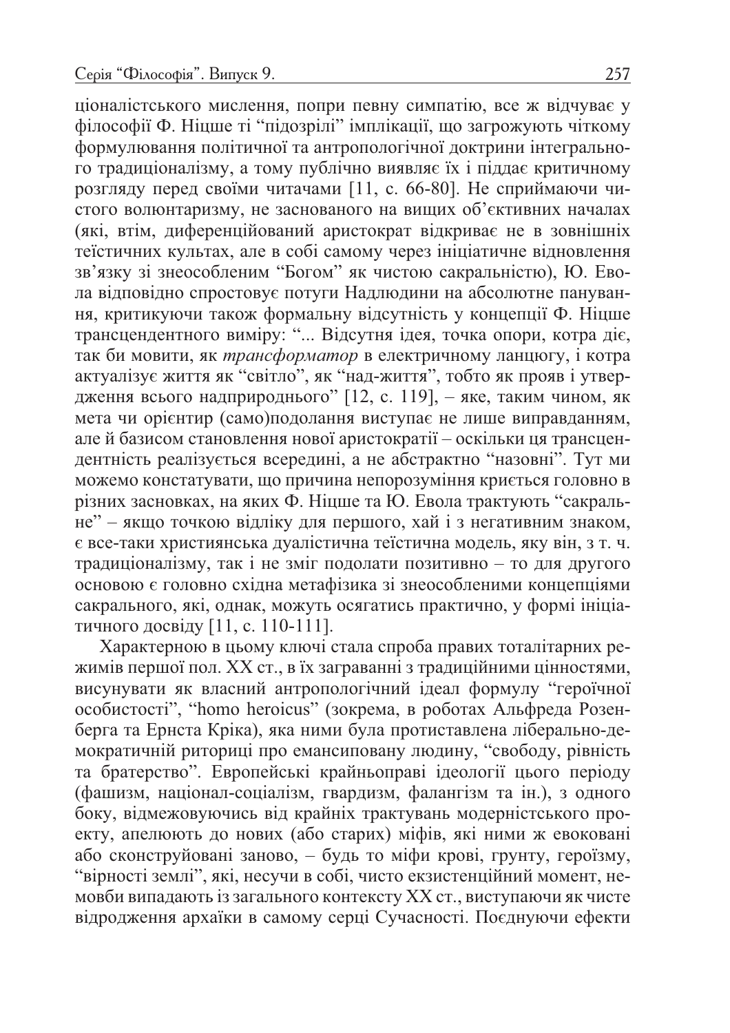ціоналістського мислення, попри певну симпатію, все ж відчуває у філософії Ф. Ніцше ті "підозрілі" імплікації, що загрожують чіткому формулювання політичної та антропологічної доктрини інтегрального традиціоналізму, а тому публічно виявляє їх і піддає критичному розгляду перед своїми читачами [11, с. 66-80]. Не сприймаючи чистого волюнтаризму, не заснованого на вищих об'єктивних началах (які, втім, диференційований аристократ відкриває не в зовнішніх теїстичних культах, але в собі самому через ініціатичне відновлення зв'язку зі знеособленим "Богом" як чистою сакральністю), Ю. Евола відповідно спростовує потуги Надлюдини на абсолютне панування, критикуючи також формальну відсутність у концепції Ф. Ніцше трансцендентного виміру: "... Відсутня ідея, точка опори, котра діє, так би мовити, як *трансформатор* в електричному ланцюгу, і котра актуалізує життя як "світло", як "над-життя", тобто як прояв і утвердження всього надприродного" [12, с. 119], – яке, таким чином, як мета чи орієнтир (само)подолання виступає не лише виправданням, але й базисом становлення нової аристократії – оскільки ця трансцендентність реалізується всередині, а не абстрактно "назовні". Тут ми можемо констатувати, що причина непорозуміння криється головно в різних засновках, на яких Ф. Ніцше та Ю. Евола трактують "сакральне" – якщо точкою відліку для першого, хай і з негативним знаком, є все-таки християнська дуалістична теїстична модель, яку він, з т. ч. традиціоналізму, так і не зміг подолати позитивно – то для другого основою є головно східна метафізика зі знеособленими концепціями сакрального, які, однак, можуть осягатись практично, у формі ініціатичного досвіду [11, с. 110-111].

Характерною в цьому ключі стала спроба правих тоталітарних режимів першої пол. XX ст., в їх заграванні з традиційними цінностями, висунувати як власний антропологічний ідеал формулу "героїчної особистості", "homo heroicus" (зокрема, в роботах Альфреда Розенберга та Ернста Кріка), яка ними була протиставлена ліберально-демократичній риториці про емансиповану людину, "свободу, рівність та братерство". Европейські крайньоправі ідеології цього періоду (фашизм, націонал-соціалізм, гвардизм, фалангізм та ін.), з одного боку, відмежовуючись від крайніх трактувань модерністського проекту, апелюють до нових (або старих) міфів, які ними ж евоковані або сконструйовані заново, – будь то міфи крові, грунту, героїзму, "вірності землі", які, несучи в собі, чисто екзистенційний момент, немовби випадають із загального контексту XX ст., виступаючи як чисте відродження архаїки в самому серці Сучасності. Поєднуючи ефекти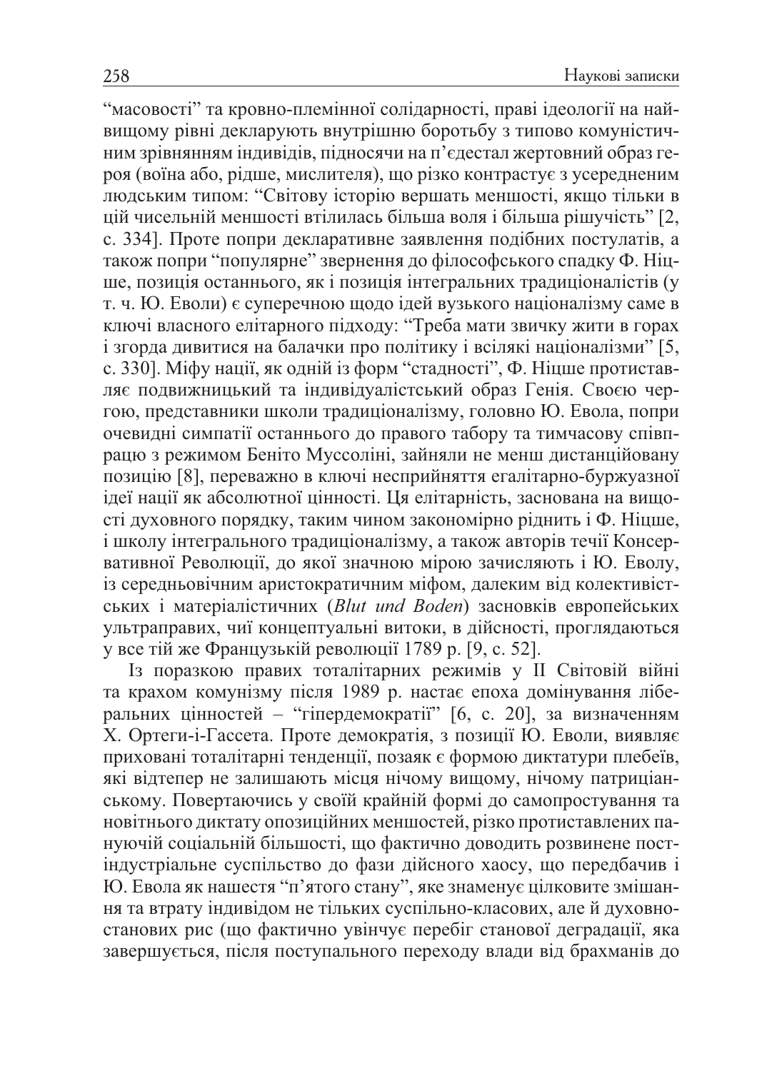"масовості" та кровно-племінної солідарності, праві ідеології на найвищому рівні декларують внутрішню боротьбу з типово комуністичним зрівнянням індивідів, підносячи на п'єдестал жертовний образ героя (воїна або, рідше, мислителя), що різко контрастує з усередненим людським типом: "Світову історію вершать меншості, якщо тільки в цій чисельній меншості втілилась більша воля і більша рішучість" [2, с. 334]. Проте попри декларативне заявлення подібних постулатів, а також попри "популярне" звернення до філософського спадку Ф. Ніцше, позиція останнього, як і позиція інтегральних традиціоналістів (у т. ч. Ю. Еволи) є суперечною щодо ідей вузького націоналізму саме в ключі власного елітарного підходу: "Треба мати звичку жити в горах і згорда дивитися на балачки про політику і всілякі націоналізми" [5, с. 330]. Міфу нації, як одній із форм "стадності", Ф. Ніцше протиставляє подвижницький та індивідуалістський образ Генія. Своєю чергою, представники школи традиціоналізму, головно Ю. Евола, попри очевидні симпатії останнього до правого табору та тимчасову співпрацю з режимом Беніто Муссоліні, зайняли не менш дистанційовану позицію [8], переважно в ключі несприйняття егалітарно-буржуазної ідеї нації як абсолютної цінності. Ця елітарність, заснована на вищості духовного порядку, таким чином закономірно ріднить і Ф. Ніцше, і школу інтегрального традиціоналізму, а також авторів течії Консервативної Революції, до якої значною мірою зачисляють і Ю. Еволу, із середньовічним аристократичним міфом, далеким від колективістських і матеріалістичних (*Blut und Boden*) засновків європейських ультраправих, чиї концептуальні витоки, в дійсності, проглядаються у все тій же Французькій революції 1789 р. [9, с. 52].

Із поразкою правих тоталітарних режимів у ІІ Світовій війні та крахом комунізму після 1989 р. настає епоха домінування ліберальних цінностей – "гіпердемократії" [6, с. 20], за визначенням Х. Ортеги-і-Гассета. Проте демократія, з позиції Ю. Еволи, виявляє приховані тоталітарні тенденції, позаяк є формою диктатури плебеїв, які відтепер не залишають місця нічому вищому, нічому патриціанському. Повертаючись у своїй крайній формі до самопростування та новітнього диктату опозиційних меншостей, різко протиставлених пануючій соціальній більшості, що фактично доводить розвинене постіндустріальне суспільство до фази дійсного хаосу, що передбачив і Ю. Евола як нашестя "п'ятого стану", яке знаменує цілковите змішання та втрату індивідом не тільки суспільно-класових, але й духовно-станових рис (що фактично увінчує перебіг станової деградації, яка завершується, після поступального переходу влади від брахманів до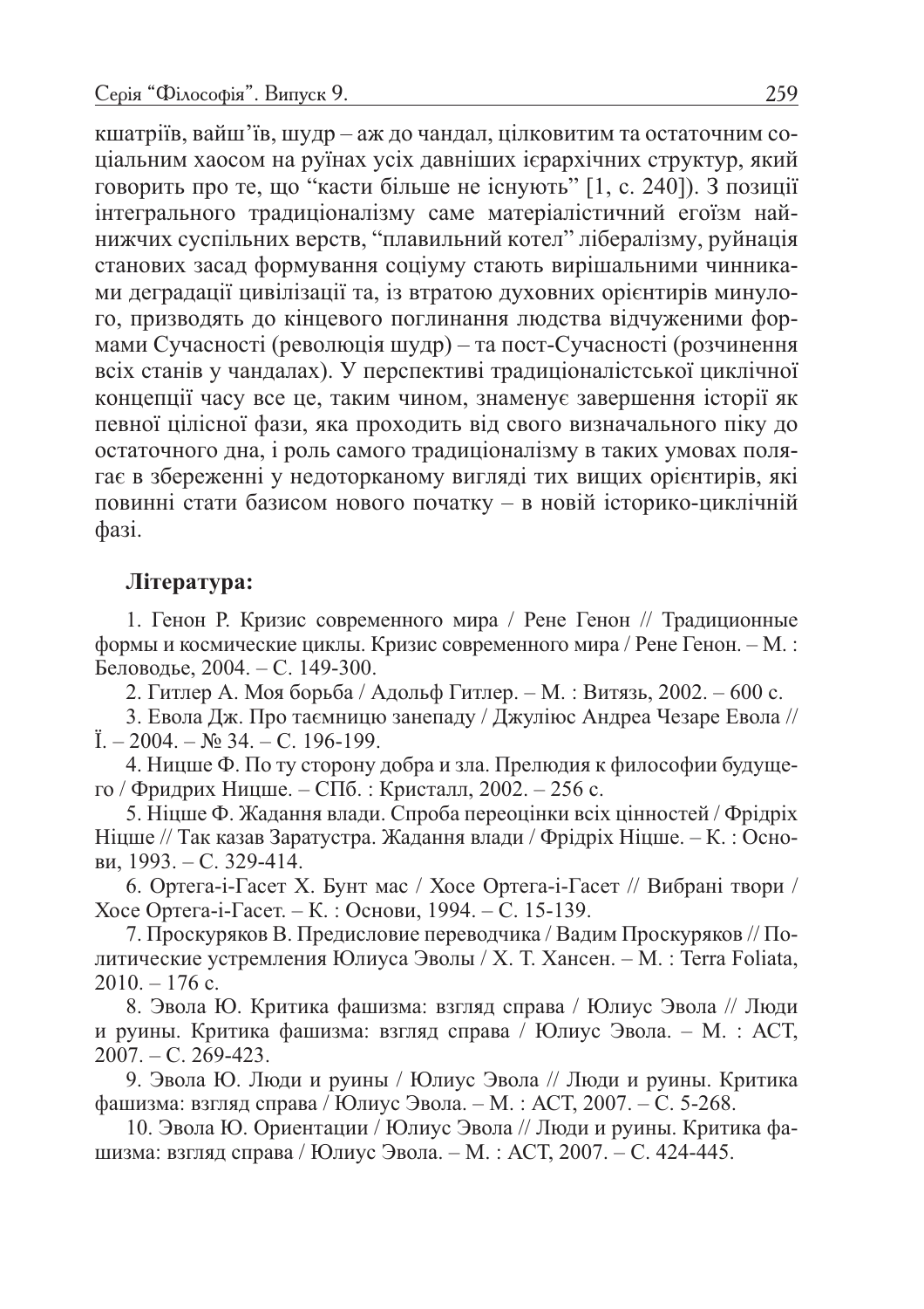кшатріїв, вайш'їв, шудр – аж до чандал, цілковитим та остаточним соціальним хаосом на руїнах усіх давніших ієрархічних структур, який говорить про те, що "касти більше не існують" [1, с. 240]). З позиції інтегрального традиціоналізму саме матеріалістичний егоїзм найнижчих суспільних верств, "плавильний котел" лібералізму, руйнація станових засад формування соціуму стають вирішальними чинниками деградації цивілізації та, із втратою духовних орієнтирів минулого, призводять до кінцевого поглинання людства відчуженими формами Сучасності (революція шудр) – та пост-Сучасності (розчинення всіх станів у чандалах). У перспективі традиціоналістської циклічної концепції часу все це, таким чином, знаменує завершення історії як певної цілісної фази, яка проходить від свого визначального піку до остаточного дна, і роль самого традиціоналізму в таких умовах полягає в збереженні у недоторканому вигляді тих вищих орієнтирів, які повинні стати базисом нового початку – в новій історико-циклічній фазі.

### Література:

1. Генон Р. Кризис современного мира / Рене Генон // Традиционные формы и космические циклы. Кризис современного мира / Рене Генон. – М. : Беловодье, 2004. – С. 149-300.

2. Гитлер А. Моя борьба / Адольф Гитлер. – М. : Витязь, 2002. – 600 с.

3. Евола Дж. Про таємницю занепаду / Джуліюс Андреа Чезаре Евола // Ї. – 2004. – № 34. – С. 196-199.

4. Ницше Ф. По ту сторону добра и зла. Прелюдия к философии будущего / Фридрих Ницше. – СПб. : Кристалл, 2002. – 256 с.

5. Ніцше Ф. Жадання влади. Спроба переоцінки всіх цінностей / Фрідріх Ніцше // Так казав Заратустра. Жадання влади / Фрідріх Ніцше. – К. : Основи, 1993. – С. 329-414.

6. Ортега-і-Гасет Х. Бунт мас / Хосе Ортега-і-Гасет // Вибрані твори / Хосе Ортега-і-Гасет. – К. : Основи, 1994. – С. 15-139.

7. Проскуряков В. Предисловие переводчика / Вадим Проскуряков // Политические устремления Юлиуса Эволы / Х. Т. Хансен. – М. : Terra Foliata, 2010. – 176 с.

8. Эвола Ю. Критика фашизма: взгляд справа / Юлиус Эвола // Люди и руины. Критика фашизма: взгляд справа / Юлиус Эвола. – М. : АСТ, 2007. – С. 269-423.

9. Эвола Ю. Люди и руины / Юлиус Эвола // Люди и руины. Критика фашизма: взгляд справа / Юлиус Эвола. – М. : АСТ, 2007. – С. 5-268.

10. Эвола Ю. Ориентации / Юлиус Эвола // Люди и руины. Критика фашизма: взгляд справа / Юлиус Эвола. – М. : АСТ, 2007. – С. 424-445.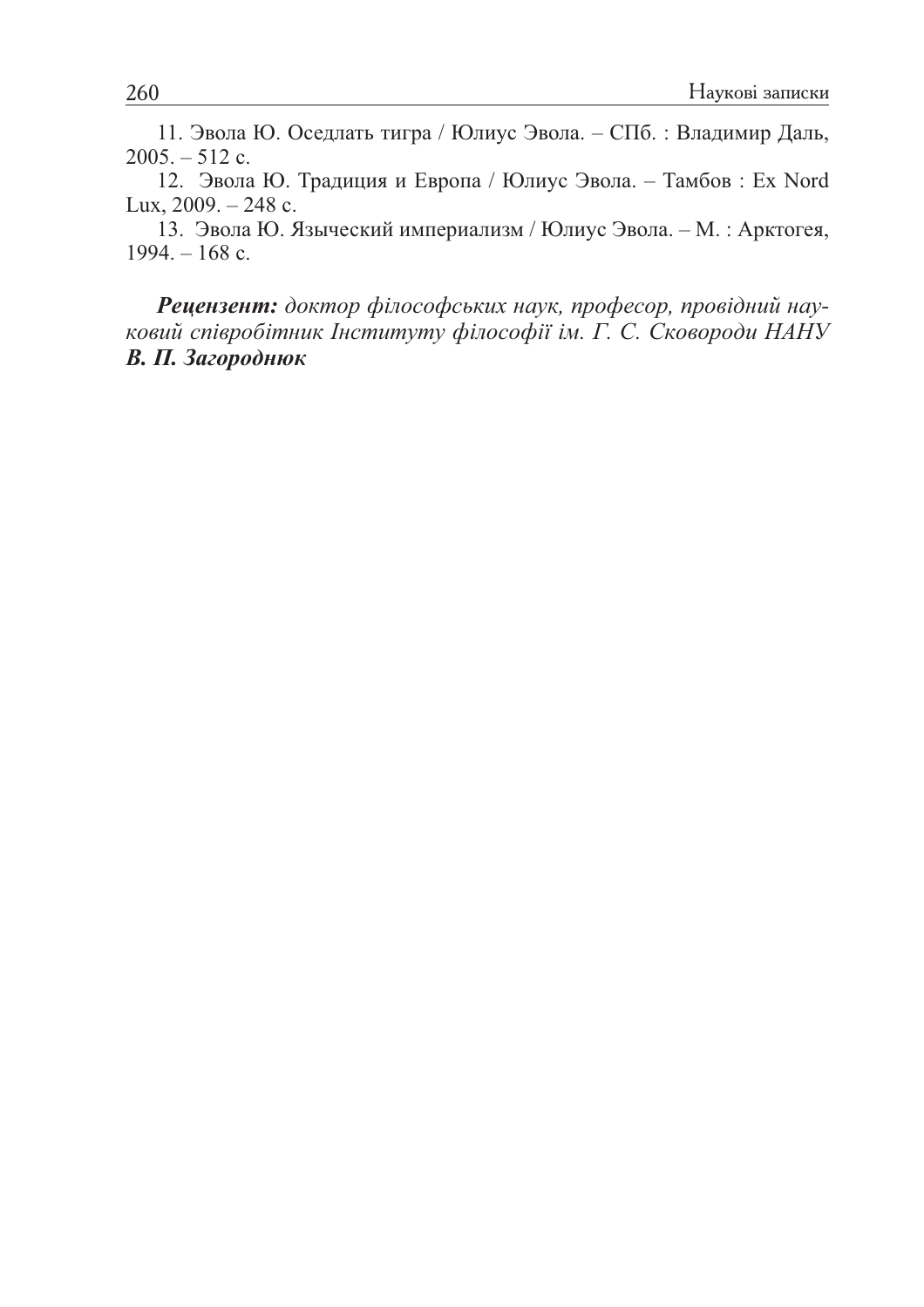11. Эвола Ю. Оседлать тигра / Юлиус Эвола. – СПб. : Владимир Даль, 2005. – 512 с.

12. Эвола Ю. Традиция и Европа / Юлиус Эвола. – Тамбов : Ex Nord Lux, 2009. – 248 с.

13. Эвола Ю. Языческий империализм / Юлиус Эвола. – М. : Арктогея, 1994. – 168 с.

***Рецензент:*** *доктор філософських наук, професор, провідний науковий співробітник Інституту філософії ім. Г. С. Сковороди НАНУ* ***В. П. Загороднюк***